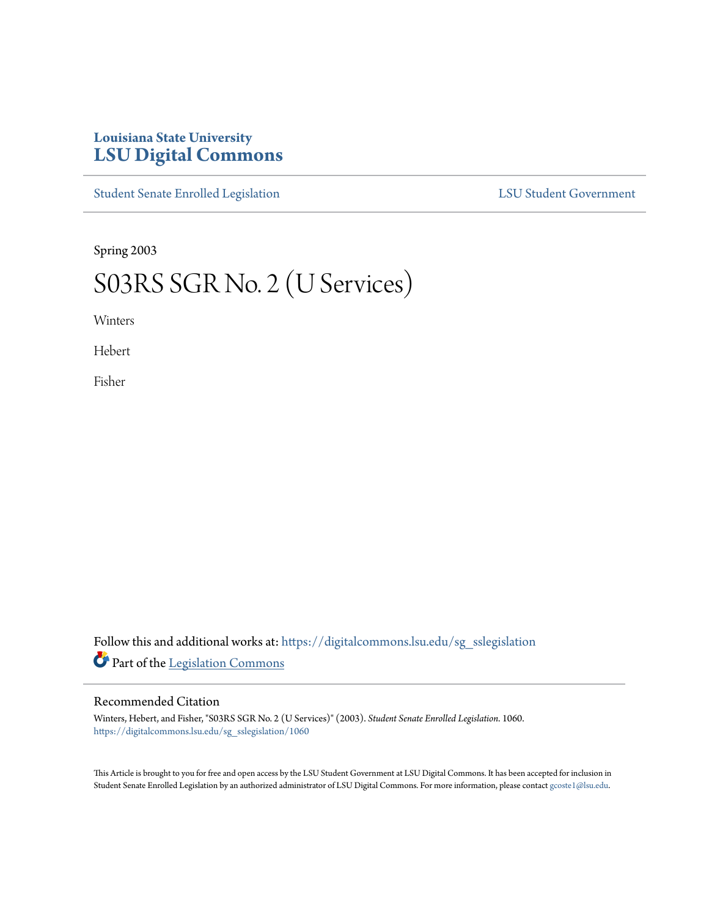Louisiana State University

# LSU Digital Commons

Student Senate Enrolled Legislation | LSU Student Government

Spring 2003

# S03RS SGR No. 2 (U Services)

Winters

Hebert

Fisher

Follow this and additional works at: https://digitalcommons.lsu.edu/sg_sslegislation

Part of the Legislation Commons

## Recommended Citation

Winters, Hebert, and Fisher, "S03RS SGR No. 2 (U Services)" (2003). *Student Senate Enrolled Legislation*. 1060.
https://digitalcommons.lsu.edu/sg_sslegislation/1060

This Article is brought to you for free and open access by the LSU Student Government at LSU Digital Commons. It has been accepted for inclusion in Student Senate Enrolled Legislation by an authorized administrator of LSU Digital Commons. For more information, please contact gcoste1@lsu.edu.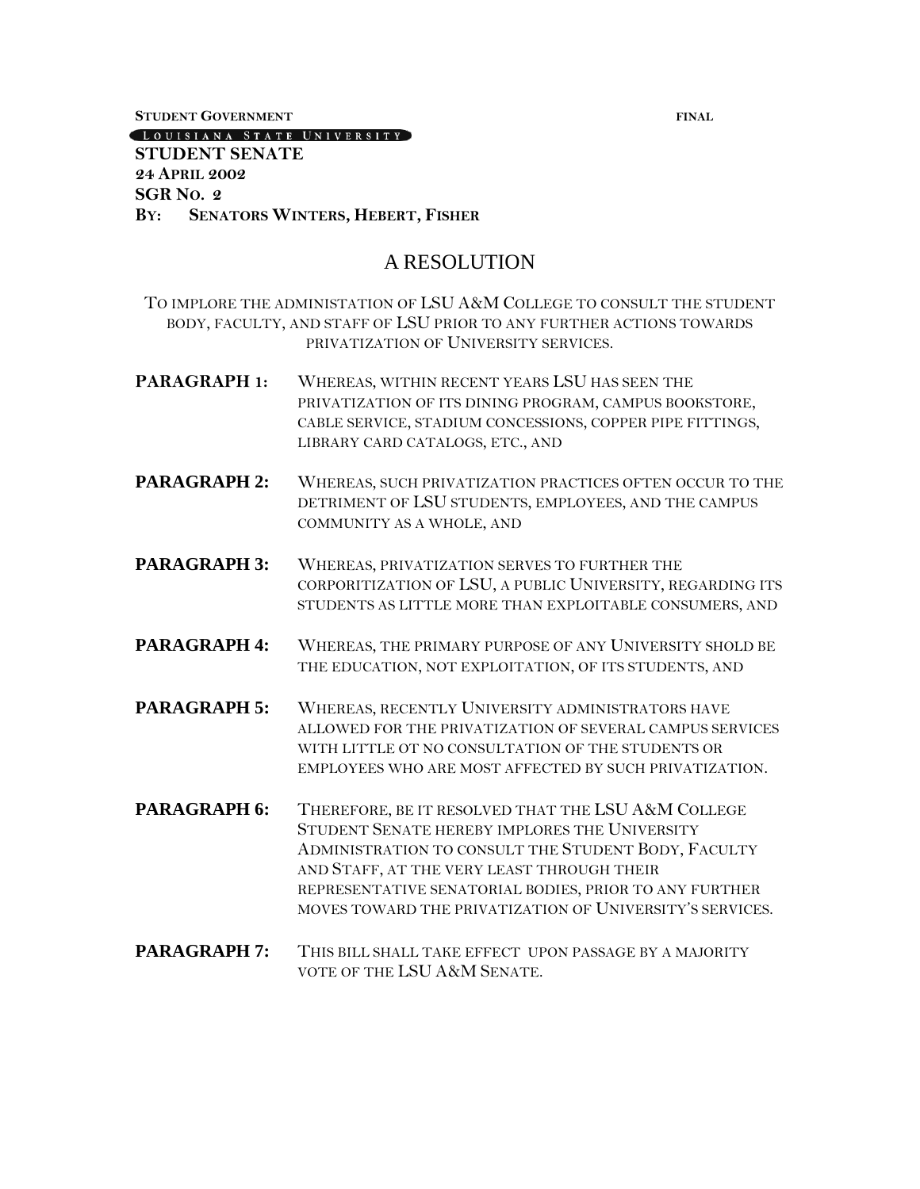**STUDENT GOVERNMENT** **FINAL**

LOUISIANA STATE UNIVERSITY

**STUDENT SENATE**
**24 APRIL 2002**
**SGR NO. 2**
**BY: SENATORS WINTERS, HEBERT, FISHER**

# A RESOLUTION

TO IMPLORE THE ADMINISTATION OF LSU A&M COLLEGE TO CONSULT THE STUDENT BODY, FACULTY, AND STAFF OF LSU PRIOR TO ANY FURTHER ACTIONS TOWARDS PRIVATIZATION OF UNIVERSITY SERVICES.

**PARAGRAPH 1:** WHEREAS, WITHIN RECENT YEARS LSU HAS SEEN THE PRIVATIZATION OF ITS DINING PROGRAM, CAMPUS BOOKSTORE, CABLE SERVICE, STADIUM CONCESSIONS, COPPER PIPE FITTINGS, LIBRARY CARD CATALOGS, ETC., AND

**PARAGRAPH 2:** WHEREAS, SUCH PRIVATIZATION PRACTICES OFTEN OCCUR TO THE DETRIMENT OF LSU STUDENTS, EMPLOYEES, AND THE CAMPUS COMMUNITY AS A WHOLE, AND

**PARAGRAPH 3:** WHEREAS, PRIVATIZATION SERVES TO FURTHER THE CORPORITIZATION OF LSU, A PUBLIC UNIVERSITY, REGARDING ITS STUDENTS AS LITTLE MORE THAN EXPLOITABLE CONSUMERS, AND

**PARAGRAPH 4:** WHEREAS, THE PRIMARY PURPOSE OF ANY UNIVERSITY SHOLD BE THE EDUCATION, NOT EXPLOITATION, OF ITS STUDENTS, AND

**PARAGRAPH 5:** WHEREAS, RECENTLY UNIVERSITY ADMINISTRATORS HAVE ALLOWED FOR THE PRIVATIZATION OF SEVERAL CAMPUS SERVICES WITH LITTLE OT NO CONSULTATION OF THE STUDENTS OR EMPLOYEES WHO ARE MOST AFFECTED BY SUCH PRIVATIZATION.

**PARAGRAPH 6:** THEREFORE, BE IT RESOLVED THAT THE LSU A&M COLLEGE STUDENT SENATE HEREBY IMPLORES THE UNIVERSITY ADMINISTRATION TO CONSULT THE STUDENT BODY, FACULTY AND STAFF, AT THE VERY LEAST THROUGH THEIR REPRESENTATIVE SENATORIAL BODIES, PRIOR TO ANY FURTHER MOVES TOWARD THE PRIVATIZATION OF UNIVERSITY'S SERVICES.

**PARAGRAPH 7:** THIS BILL SHALL TAKE EFFECT UPON PASSAGE BY A MAJORITY VOTE OF THE LSU A&M SENATE.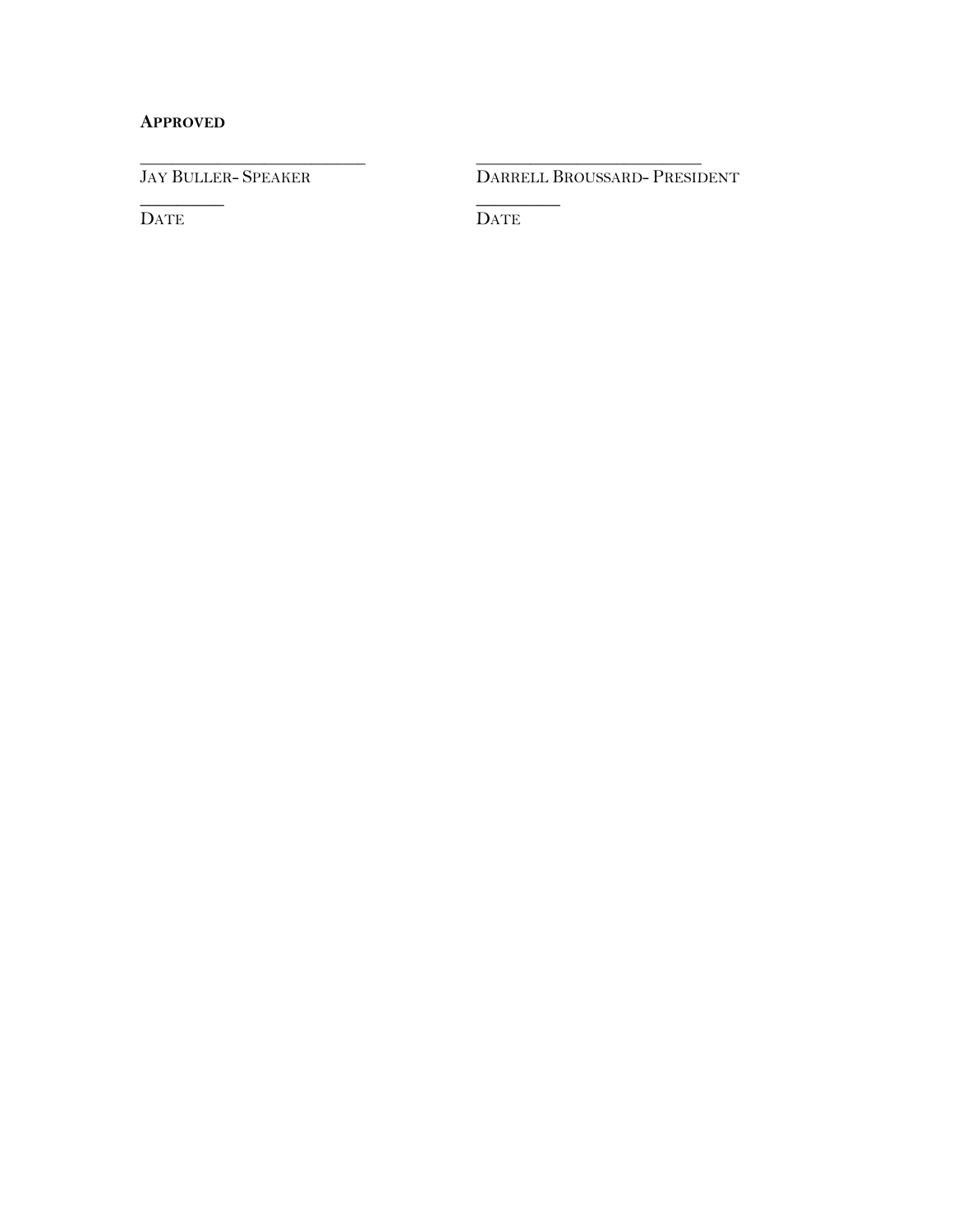**APPROVED**

\_\_\_\_\_\_\_\_\_\_\_\_\_\_\_\_\_\_\_\_\_\_\_\_\_
JAY BULLER- SPEAKER

\_\_\_\_\_\_\_\_\_
DATE

\_\_\_\_\_\_\_\_\_\_\_\_\_\_\_\_\_\_\_\_\_\_\_\_\_
DARRELL BROUSSARD- PRESIDENT

\_\_\_\_\_\_\_\_\_
DATE